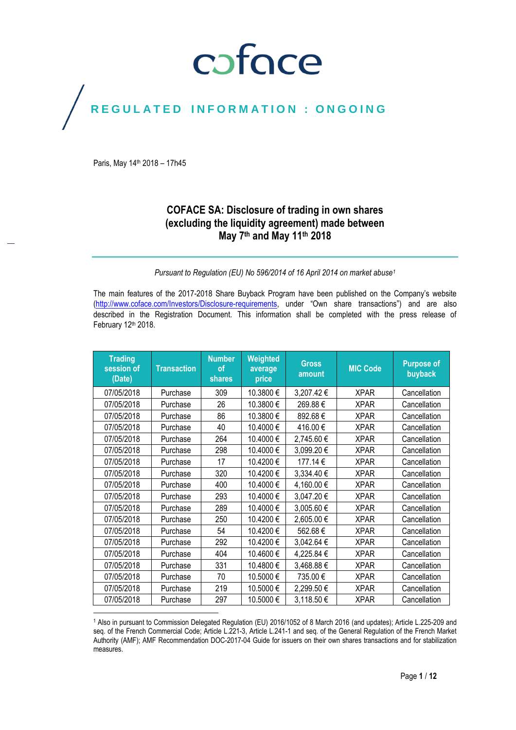coface

REGULATED INFORMATION : ONGOING

Paris, May 14th 2018 – 17h45

# COFACE SA: Disclosure of trading in own shares (excluding the liquidity agreement) made between May 7th and May 11th 2018

*Pursuant to Regulation (EU) No 596/2014 of 16 April 2014 on market abuse[1]*

The main features of the 2017-2018 Share Buyback Program have been published on the Company's website (http://www.coface.com/Investors/Disclosure-requirements, under "Own share transactions") and are also described in the Registration Document. This information shall be completed with the press release of February 12th 2018.

| Trading session of (Date) | Transaction | Number of shares | Weighted average price | Gross amount | MIC Code | Purpose of buyback |
|---|---|---|---|---|---|---|
| 07/05/2018 | Purchase | 309 | 10.3800 € | 3,207.42 € | XPAR | Cancellation |
| 07/05/2018 | Purchase | 26 | 10.3800 € | 269.88 € | XPAR | Cancellation |
| 07/05/2018 | Purchase | 86 | 10.3800 € | 892.68 € | XPAR | Cancellation |
| 07/05/2018 | Purchase | 40 | 10.4000 € | 416.00 € | XPAR | Cancellation |
| 07/05/2018 | Purchase | 264 | 10.4000 € | 2,745.60 € | XPAR | Cancellation |
| 07/05/2018 | Purchase | 298 | 10.4000 € | 3,099.20 € | XPAR | Cancellation |
| 07/05/2018 | Purchase | 17 | 10.4200 € | 177.14 € | XPAR | Cancellation |
| 07/05/2018 | Purchase | 320 | 10.4200 € | 3,334.40 € | XPAR | Cancellation |
| 07/05/2018 | Purchase | 400 | 10.4000 € | 4,160.00 € | XPAR | Cancellation |
| 07/05/2018 | Purchase | 293 | 10.4000 € | 3,047.20 € | XPAR | Cancellation |
| 07/05/2018 | Purchase | 289 | 10.4000 € | 3,005.60 € | XPAR | Cancellation |
| 07/05/2018 | Purchase | 250 | 10.4200 € | 2,605.00 € | XPAR | Cancellation |
| 07/05/2018 | Purchase | 54 | 10.4200 € | 562.68 € | XPAR | Cancellation |
| 07/05/2018 | Purchase | 292 | 10.4200 € | 3,042.64 € | XPAR | Cancellation |
| 07/05/2018 | Purchase | 404 | 10.4600 € | 4,225.84 € | XPAR | Cancellation |
| 07/05/2018 | Purchase | 331 | 10.4800 € | 3,468.88 € | XPAR | Cancellation |
| 07/05/2018 | Purchase | 70 | 10.5000 € | 735.00 € | XPAR | Cancellation |
| 07/05/2018 | Purchase | 219 | 10.5000 € | 2,299.50 € | XPAR | Cancellation |
| 07/05/2018 | Purchase | 297 | 10.5000 € | 3,118.50 € | XPAR | Cancellation |

[1] Also in pursuant to Commission Delegated Regulation (EU) 2016/1052 of 8 March 2016 (and updates); Article L.225-209 and seq. of the French Commercial Code; Article L.221-3, Article L.241-1 and seq. of the General Regulation of the French Market Authority (AMF); AMF Recommendation DOC-2017-04 Guide for issuers on their own shares transactions and for stabilization measures.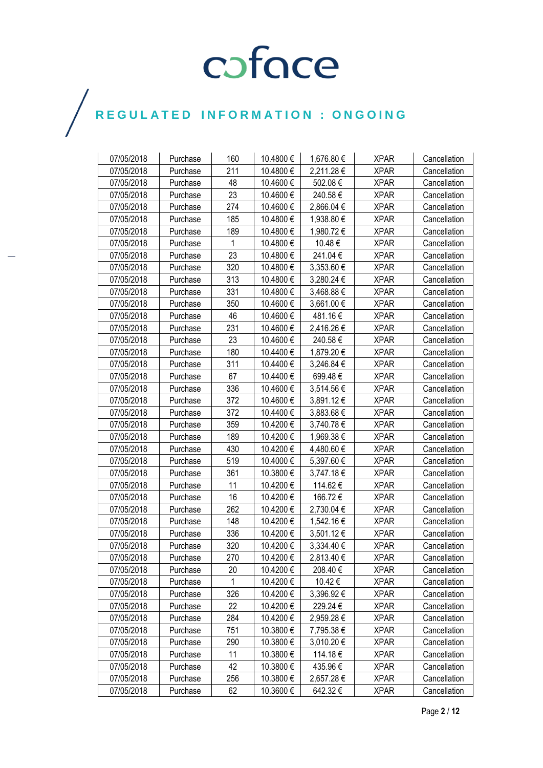| 07/05/2018 | Purchase | 160 | 10.4800 € | 1,676.80 € | XPAR | Cancellation |
|---|---|---|---|---|---|---|
| 07/05/2018 | Purchase | 211 | 10.4800 € | 2,211.28 € | XPAR | Cancellation |
| 07/05/2018 | Purchase | 48 | 10.4600 € | 502.08 € | XPAR | Cancellation |
| 07/05/2018 | Purchase | 23 | 10.4600 € | 240.58 € | XPAR | Cancellation |
| 07/05/2018 | Purchase | 274 | 10.4600 € | 2,866.04 € | XPAR | Cancellation |
| 07/05/2018 | Purchase | 185 | 10.4800 € | 1,938.80 € | XPAR | Cancellation |
| 07/05/2018 | Purchase | 189 | 10.4800 € | 1,980.72 € | XPAR | Cancellation |
| 07/05/2018 | Purchase | 1 | 10.4800 € | 10.48 € | XPAR | Cancellation |
| 07/05/2018 | Purchase | 23 | 10.4800 € | 241.04 € | XPAR | Cancellation |
| 07/05/2018 | Purchase | 320 | 10.4800 € | 3,353.60 € | XPAR | Cancellation |
| 07/05/2018 | Purchase | 313 | 10.4800 € | 3,280.24 € | XPAR | Cancellation |
| 07/05/2018 | Purchase | 331 | 10.4800 € | 3,468.88 € | XPAR | Cancellation |
| 07/05/2018 | Purchase | 350 | 10.4600 € | 3,661.00 € | XPAR | Cancellation |
| 07/05/2018 | Purchase | 46 | 10.4600 € | 481.16 € | XPAR | Cancellation |
| 07/05/2018 | Purchase | 231 | 10.4600 € | 2,416.26 € | XPAR | Cancellation |
| 07/05/2018 | Purchase | 23 | 10.4600 € | 240.58 € | XPAR | Cancellation |
| 07/05/2018 | Purchase | 180 | 10.4400 € | 1,879.20 € | XPAR | Cancellation |
| 07/05/2018 | Purchase | 311 | 10.4400 € | 3,246.84 € | XPAR | Cancellation |
| 07/05/2018 | Purchase | 67 | 10.4400 € | 699.48 € | XPAR | Cancellation |
| 07/05/2018 | Purchase | 336 | 10.4600 € | 3,514.56 € | XPAR | Cancellation |
| 07/05/2018 | Purchase | 372 | 10.4600 € | 3,891.12 € | XPAR | Cancellation |
| 07/05/2018 | Purchase | 372 | 10.4400 € | 3,883.68 € | XPAR | Cancellation |
| 07/05/2018 | Purchase | 359 | 10.4200 € | 3,740.78 € | XPAR | Cancellation |
| 07/05/2018 | Purchase | 189 | 10.4200 € | 1,969.38 € | XPAR | Cancellation |
| 07/05/2018 | Purchase | 430 | 10.4200 € | 4,480.60 € | XPAR | Cancellation |
| 07/05/2018 | Purchase | 519 | 10.4000 € | 5,397.60 € | XPAR | Cancellation |
| 07/05/2018 | Purchase | 361 | 10.3800 € | 3,747.18 € | XPAR | Cancellation |
| 07/05/2018 | Purchase | 11 | 10.4200 € | 114.62 € | XPAR | Cancellation |
| 07/05/2018 | Purchase | 16 | 10.4200 € | 166.72 € | XPAR | Cancellation |
| 07/05/2018 | Purchase | 262 | 10.4200 € | 2,730.04 € | XPAR | Cancellation |
| 07/05/2018 | Purchase | 148 | 10.4200 € | 1,542.16 € | XPAR | Cancellation |
| 07/05/2018 | Purchase | 336 | 10.4200 € | 3,501.12 € | XPAR | Cancellation |
| 07/05/2018 | Purchase | 320 | 10.4200 € | 3,334.40 € | XPAR | Cancellation |
| 07/05/2018 | Purchase | 270 | 10.4200 € | 2,813.40 € | XPAR | Cancellation |
| 07/05/2018 | Purchase | 20 | 10.4200 € | 208.40 € | XPAR | Cancellation |
| 07/05/2018 | Purchase | 1 | 10.4200 € | 10.42 € | XPAR | Cancellation |
| 07/05/2018 | Purchase | 326 | 10.4200 € | 3,396.92 € | XPAR | Cancellation |
| 07/05/2018 | Purchase | 22 | 10.4200 € | 229.24 € | XPAR | Cancellation |
| 07/05/2018 | Purchase | 284 | 10.4200 € | 2,959.28 € | XPAR | Cancellation |
| 07/05/2018 | Purchase | 751 | 10.3800 € | 7,795.38 € | XPAR | Cancellation |
| 07/05/2018 | Purchase | 290 | 10.3800 € | 3,010.20 € | XPAR | Cancellation |
| 07/05/2018 | Purchase | 11 | 10.3800 € | 114.18 € | XPAR | Cancellation |
| 07/05/2018 | Purchase | 42 | 10.3800 € | 435.96 € | XPAR | Cancellation |
| 07/05/2018 | Purchase | 256 | 10.3800 € | 2,657.28 € | XPAR | Cancellation |
| 07/05/2018 | Purchase | 62 | 10.3600 € | 642.32 € | XPAR | Cancellation |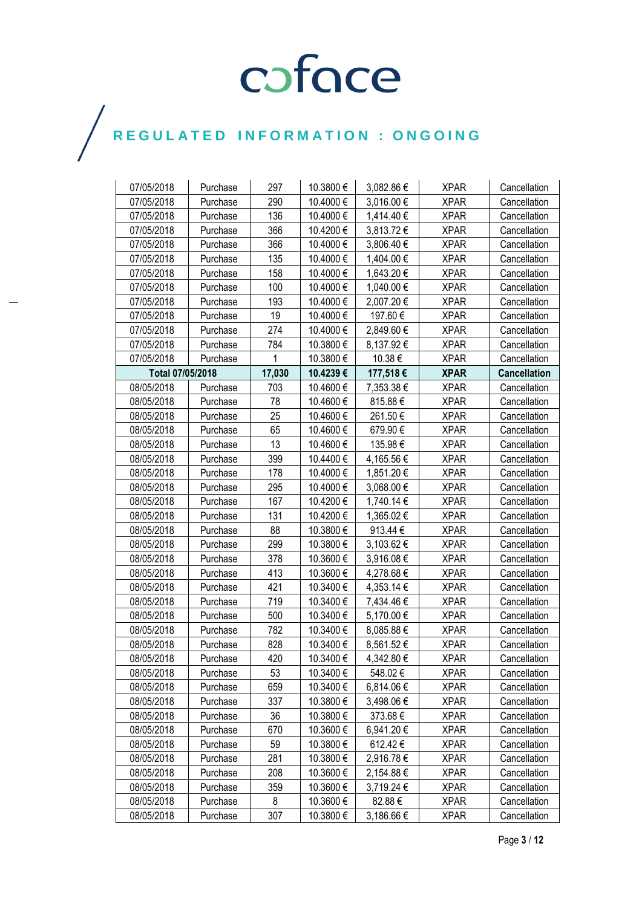| 07/05/2018 | Purchase | 297 | 10.3800 € | 3,082.86 € | XPAR | Cancellation |
|---|---|---|---|---|---|---|
| 07/05/2018 | Purchase | 290 | 10.4000 € | 3,016.00 € | XPAR | Cancellation |
| 07/05/2018 | Purchase | 136 | 10.4000 € | 1,414.40 € | XPAR | Cancellation |
| 07/05/2018 | Purchase | 366 | 10.4200 € | 3,813.72 € | XPAR | Cancellation |
| 07/05/2018 | Purchase | 366 | 10.4000 € | 3,806.40 € | XPAR | Cancellation |
| 07/05/2018 | Purchase | 135 | 10.4000 € | 1,404.00 € | XPAR | Cancellation |
| 07/05/2018 | Purchase | 158 | 10.4000 € | 1,643.20 € | XPAR | Cancellation |
| 07/05/2018 | Purchase | 100 | 10.4000 € | 1,040.00 € | XPAR | Cancellation |
| 07/05/2018 | Purchase | 193 | 10.4000 € | 2,007.20 € | XPAR | Cancellation |
| 07/05/2018 | Purchase | 19 | 10.4000 € | 197.60 € | XPAR | Cancellation |
| 07/05/2018 | Purchase | 274 | 10.4000 € | 2,849.60 € | XPAR | Cancellation |
| 07/05/2018 | Purchase | 784 | 10.3800 € | 8,137.92 € | XPAR | Cancellation |
| 07/05/2018 | Purchase | 1 | 10.3800 € | 10.38 € | XPAR | Cancellation |
| **Total 07/05/2018** | | **17,030** | **10.4239 €** | **177,518 €** | **XPAR** | **Cancellation** |
| 08/05/2018 | Purchase | 703 | 10.4600 € | 7,353.38 € | XPAR | Cancellation |
| 08/05/2018 | Purchase | 78 | 10.4600 € | 815.88 € | XPAR | Cancellation |
| 08/05/2018 | Purchase | 25 | 10.4600 € | 261.50 € | XPAR | Cancellation |
| 08/05/2018 | Purchase | 65 | 10.4600 € | 679.90 € | XPAR | Cancellation |
| 08/05/2018 | Purchase | 13 | 10.4600 € | 135.98 € | XPAR | Cancellation |
| 08/05/2018 | Purchase | 399 | 10.4400 € | 4,165.56 € | XPAR | Cancellation |
| 08/05/2018 | Purchase | 178 | 10.4000 € | 1,851.20 € | XPAR | Cancellation |
| 08/05/2018 | Purchase | 295 | 10.4000 € | 3,068.00 € | XPAR | Cancellation |
| 08/05/2018 | Purchase | 167 | 10.4200 € | 1,740.14 € | XPAR | Cancellation |
| 08/05/2018 | Purchase | 131 | 10.4200 € | 1,365.02 € | XPAR | Cancellation |
| 08/05/2018 | Purchase | 88 | 10.3800 € | 913.44 € | XPAR | Cancellation |
| 08/05/2018 | Purchase | 299 | 10.3800 € | 3,103.62 € | XPAR | Cancellation |
| 08/05/2018 | Purchase | 378 | 10.3600 € | 3,916.08 € | XPAR | Cancellation |
| 08/05/2018 | Purchase | 413 | 10.3600 € | 4,278.68 € | XPAR | Cancellation |
| 08/05/2018 | Purchase | 421 | 10.3400 € | 4,353.14 € | XPAR | Cancellation |
| 08/05/2018 | Purchase | 719 | 10.3400 € | 7,434.46 € | XPAR | Cancellation |
| 08/05/2018 | Purchase | 500 | 10.3400 € | 5,170.00 € | XPAR | Cancellation |
| 08/05/2018 | Purchase | 782 | 10.3400 € | 8,085.88 € | XPAR | Cancellation |
| 08/05/2018 | Purchase | 828 | 10.3400 € | 8,561.52 € | XPAR | Cancellation |
| 08/05/2018 | Purchase | 420 | 10.3400 € | 4,342.80 € | XPAR | Cancellation |
| 08/05/2018 | Purchase | 53 | 10.3400 € | 548.02 € | XPAR | Cancellation |
| 08/05/2018 | Purchase | 659 | 10.3400 € | 6,814.06 € | XPAR | Cancellation |
| 08/05/2018 | Purchase | 337 | 10.3800 € | 3,498.06 € | XPAR | Cancellation |
| 08/05/2018 | Purchase | 36 | 10.3800 € | 373.68 € | XPAR | Cancellation |
| 08/05/2018 | Purchase | 670 | 10.3600 € | 6,941.20 € | XPAR | Cancellation |
| 08/05/2018 | Purchase | 59 | 10.3800 € | 612.42 € | XPAR | Cancellation |
| 08/05/2018 | Purchase | 281 | 10.3800 € | 2,916.78 € | XPAR | Cancellation |
| 08/05/2018 | Purchase | 208 | 10.3600 € | 2,154.88 € | XPAR | Cancellation |
| 08/05/2018 | Purchase | 359 | 10.3600 € | 3,719.24 € | XPAR | Cancellation |
| 08/05/2018 | Purchase | 8 | 10.3600 € | 82.88 € | XPAR | Cancellation |
| 08/05/2018 | Purchase | 307 | 10.3800 € | 3,186.66 € | XPAR | Cancellation |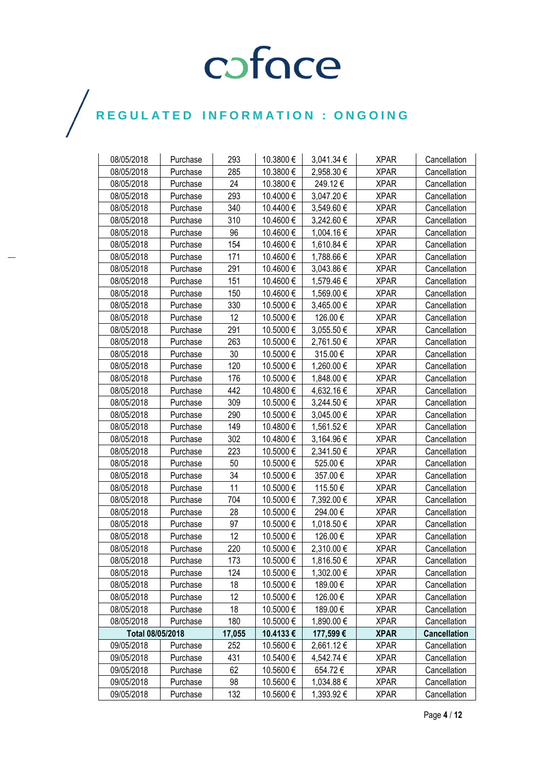| 08/05/2018 | Purchase | 293 | 10.3800 € | 3,041.34 € | XPAR | Cancellation |
|---|---|---|---|---|---|---|
| 08/05/2018 | Purchase | 285 | 10.3800 € | 2,958.30 € | XPAR | Cancellation |
| 08/05/2018 | Purchase | 24 | 10.3800 € | 249.12 € | XPAR | Cancellation |
| 08/05/2018 | Purchase | 293 | 10.4000 € | 3,047.20 € | XPAR | Cancellation |
| 08/05/2018 | Purchase | 340 | 10.4400 € | 3,549.60 € | XPAR | Cancellation |
| 08/05/2018 | Purchase | 310 | 10.4600 € | 3,242.60 € | XPAR | Cancellation |
| 08/05/2018 | Purchase | 96 | 10.4600 € | 1,004.16 € | XPAR | Cancellation |
| 08/05/2018 | Purchase | 154 | 10.4600 € | 1,610.84 € | XPAR | Cancellation |
| 08/05/2018 | Purchase | 171 | 10.4600 € | 1,788.66 € | XPAR | Cancellation |
| 08/05/2018 | Purchase | 291 | 10.4600 € | 3,043.86 € | XPAR | Cancellation |
| 08/05/2018 | Purchase | 151 | 10.4600 € | 1,579.46 € | XPAR | Cancellation |
| 08/05/2018 | Purchase | 150 | 10.4600 € | 1,569.00 € | XPAR | Cancellation |
| 08/05/2018 | Purchase | 330 | 10.5000 € | 3,465.00 € | XPAR | Cancellation |
| 08/05/2018 | Purchase | 12 | 10.5000 € | 126.00 € | XPAR | Cancellation |
| 08/05/2018 | Purchase | 291 | 10.5000 € | 3,055.50 € | XPAR | Cancellation |
| 08/05/2018 | Purchase | 263 | 10.5000 € | 2,761.50 € | XPAR | Cancellation |
| 08/05/2018 | Purchase | 30 | 10.5000 € | 315.00 € | XPAR | Cancellation |
| 08/05/2018 | Purchase | 120 | 10.5000 € | 1,260.00 € | XPAR | Cancellation |
| 08/05/2018 | Purchase | 176 | 10.5000 € | 1,848.00 € | XPAR | Cancellation |
| 08/05/2018 | Purchase | 442 | 10.4800 € | 4,632.16 € | XPAR | Cancellation |
| 08/05/2018 | Purchase | 309 | 10.5000 € | 3,244.50 € | XPAR | Cancellation |
| 08/05/2018 | Purchase | 290 | 10.5000 € | 3,045.00 € | XPAR | Cancellation |
| 08/05/2018 | Purchase | 149 | 10.4800 € | 1,561.52 € | XPAR | Cancellation |
| 08/05/2018 | Purchase | 302 | 10.4800 € | 3,164.96 € | XPAR | Cancellation |
| 08/05/2018 | Purchase | 223 | 10.5000 € | 2,341.50 € | XPAR | Cancellation |
| 08/05/2018 | Purchase | 50 | 10.5000 € | 525.00 € | XPAR | Cancellation |
| 08/05/2018 | Purchase | 34 | 10.5000 € | 357.00 € | XPAR | Cancellation |
| 08/05/2018 | Purchase | 11 | 10.5000 € | 115.50 € | XPAR | Cancellation |
| 08/05/2018 | Purchase | 704 | 10.5000 € | 7,392.00 € | XPAR | Cancellation |
| 08/05/2018 | Purchase | 28 | 10.5000 € | 294.00 € | XPAR | Cancellation |
| 08/05/2018 | Purchase | 97 | 10.5000 € | 1,018.50 € | XPAR | Cancellation |
| 08/05/2018 | Purchase | 12 | 10.5000 € | 126.00 € | XPAR | Cancellation |
| 08/05/2018 | Purchase | 220 | 10.5000 € | 2,310.00 € | XPAR | Cancellation |
| 08/05/2018 | Purchase | 173 | 10.5000 € | 1,816.50 € | XPAR | Cancellation |
| 08/05/2018 | Purchase | 124 | 10.5000 € | 1,302.00 € | XPAR | Cancellation |
| 08/05/2018 | Purchase | 18 | 10.5000 € | 189.00 € | XPAR | Cancellation |
| 08/05/2018 | Purchase | 12 | 10.5000 € | 126.00 € | XPAR | Cancellation |
| 08/05/2018 | Purchase | 18 | 10.5000 € | 189.00 € | XPAR | Cancellation |
| 08/05/2018 | Purchase | 180 | 10.5000 € | 1,890.00 € | XPAR | Cancellation |
| **Total 08/05/2018** | | **17,055** | **10.4133 €** | **177,599 €** | **XPAR** | **Cancellation** |
| 09/05/2018 | Purchase | 252 | 10.5600 € | 2,661.12 € | XPAR | Cancellation |
| 09/05/2018 | Purchase | 431 | 10.5400 € | 4,542.74 € | XPAR | Cancellation |
| 09/05/2018 | Purchase | 62 | 10.5600 € | 654.72 € | XPAR | Cancellation |
| 09/05/2018 | Purchase | 98 | 10.5600 € | 1,034.88 € | XPAR | Cancellation |
| 09/05/2018 | Purchase | 132 | 10.5600 € | 1,393.92 € | XPAR | Cancellation |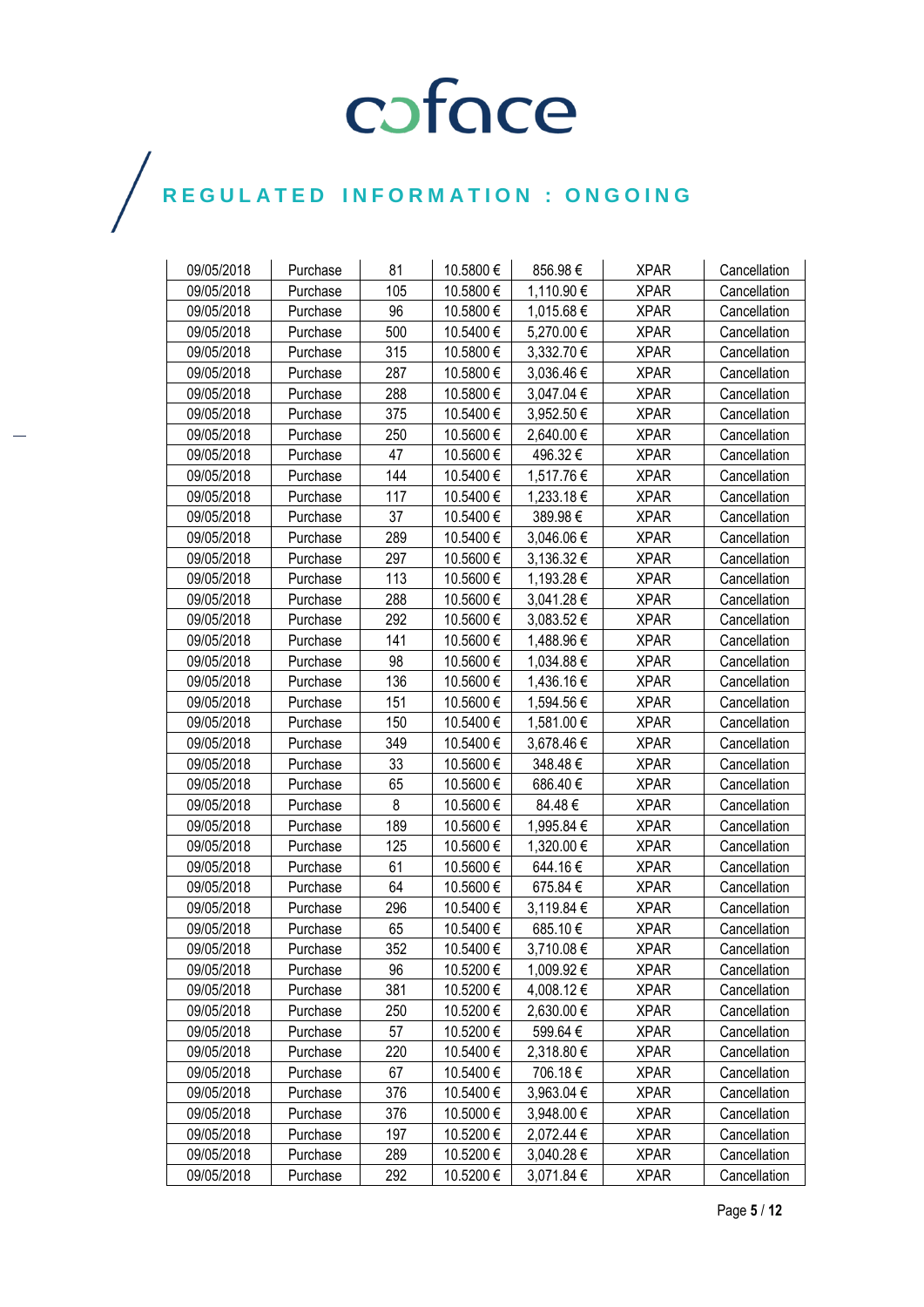| | | | | | | |
|---|---|---|---|---|---|---|
| 09/05/2018 | Purchase | 81 | 10.5800 € | 856.98 € | XPAR | Cancellation |
| 09/05/2018 | Purchase | 105 | 10.5800 € | 1,110.90 € | XPAR | Cancellation |
| 09/05/2018 | Purchase | 96 | 10.5800 € | 1,015.68 € | XPAR | Cancellation |
| 09/05/2018 | Purchase | 500 | 10.5400 € | 5,270.00 € | XPAR | Cancellation |
| 09/05/2018 | Purchase | 315 | 10.5800 € | 3,332.70 € | XPAR | Cancellation |
| 09/05/2018 | Purchase | 287 | 10.5800 € | 3,036.46 € | XPAR | Cancellation |
| 09/05/2018 | Purchase | 288 | 10.5800 € | 3,047.04 € | XPAR | Cancellation |
| 09/05/2018 | Purchase | 375 | 10.5400 € | 3,952.50 € | XPAR | Cancellation |
| 09/05/2018 | Purchase | 250 | 10.5600 € | 2,640.00 € | XPAR | Cancellation |
| 09/05/2018 | Purchase | 47 | 10.5600 € | 496.32 € | XPAR | Cancellation |
| 09/05/2018 | Purchase | 144 | 10.5400 € | 1,517.76 € | XPAR | Cancellation |
| 09/05/2018 | Purchase | 117 | 10.5400 € | 1,233.18 € | XPAR | Cancellation |
| 09/05/2018 | Purchase | 37 | 10.5400 € | 389.98 € | XPAR | Cancellation |
| 09/05/2018 | Purchase | 289 | 10.5400 € | 3,046.06 € | XPAR | Cancellation |
| 09/05/2018 | Purchase | 297 | 10.5600 € | 3,136.32 € | XPAR | Cancellation |
| 09/05/2018 | Purchase | 113 | 10.5600 € | 1,193.28 € | XPAR | Cancellation |
| 09/05/2018 | Purchase | 288 | 10.5600 € | 3,041.28 € | XPAR | Cancellation |
| 09/05/2018 | Purchase | 292 | 10.5600 € | 3,083.52 € | XPAR | Cancellation |
| 09/05/2018 | Purchase | 141 | 10.5600 € | 1,488.96 € | XPAR | Cancellation |
| 09/05/2018 | Purchase | 98 | 10.5600 € | 1,034.88 € | XPAR | Cancellation |
| 09/05/2018 | Purchase | 136 | 10.5600 € | 1,436.16 € | XPAR | Cancellation |
| 09/05/2018 | Purchase | 151 | 10.5600 € | 1,594.56 € | XPAR | Cancellation |
| 09/05/2018 | Purchase | 150 | 10.5400 € | 1,581.00 € | XPAR | Cancellation |
| 09/05/2018 | Purchase | 349 | 10.5400 € | 3,678.46 € | XPAR | Cancellation |
| 09/05/2018 | Purchase | 33 | 10.5600 € | 348.48 € | XPAR | Cancellation |
| 09/05/2018 | Purchase | 65 | 10.5600 € | 686.40 € | XPAR | Cancellation |
| 09/05/2018 | Purchase | 8 | 10.5600 € | 84.48 € | XPAR | Cancellation |
| 09/05/2018 | Purchase | 189 | 10.5600 € | 1,995.84 € | XPAR | Cancellation |
| 09/05/2018 | Purchase | 125 | 10.5600 € | 1,320.00 € | XPAR | Cancellation |
| 09/05/2018 | Purchase | 61 | 10.5600 € | 644.16 € | XPAR | Cancellation |
| 09/05/2018 | Purchase | 64 | 10.5600 € | 675.84 € | XPAR | Cancellation |
| 09/05/2018 | Purchase | 296 | 10.5400 € | 3,119.84 € | XPAR | Cancellation |
| 09/05/2018 | Purchase | 65 | 10.5400 € | 685.10 € | XPAR | Cancellation |
| 09/05/2018 | Purchase | 352 | 10.5400 € | 3,710.08 € | XPAR | Cancellation |
| 09/05/2018 | Purchase | 96 | 10.5200 € | 1,009.92 € | XPAR | Cancellation |
| 09/05/2018 | Purchase | 381 | 10.5200 € | 4,008.12 € | XPAR | Cancellation |
| 09/05/2018 | Purchase | 250 | 10.5200 € | 2,630.00 € | XPAR | Cancellation |
| 09/05/2018 | Purchase | 57 | 10.5200 € | 599.64 € | XPAR | Cancellation |
| 09/05/2018 | Purchase | 220 | 10.5400 € | 2,318.80 € | XPAR | Cancellation |
| 09/05/2018 | Purchase | 67 | 10.5400 € | 706.18 € | XPAR | Cancellation |
| 09/05/2018 | Purchase | 376 | 10.5400 € | 3,963.04 € | XPAR | Cancellation |
| 09/05/2018 | Purchase | 376 | 10.5000 € | 3,948.00 € | XPAR | Cancellation |
| 09/05/2018 | Purchase | 197 | 10.5200 € | 2,072.44 € | XPAR | Cancellation |
| 09/05/2018 | Purchase | 289 | 10.5200 € | 3,040.28 € | XPAR | Cancellation |
| 09/05/2018 | Purchase | 292 | 10.5200 € | 3,071.84 € | XPAR | Cancellation |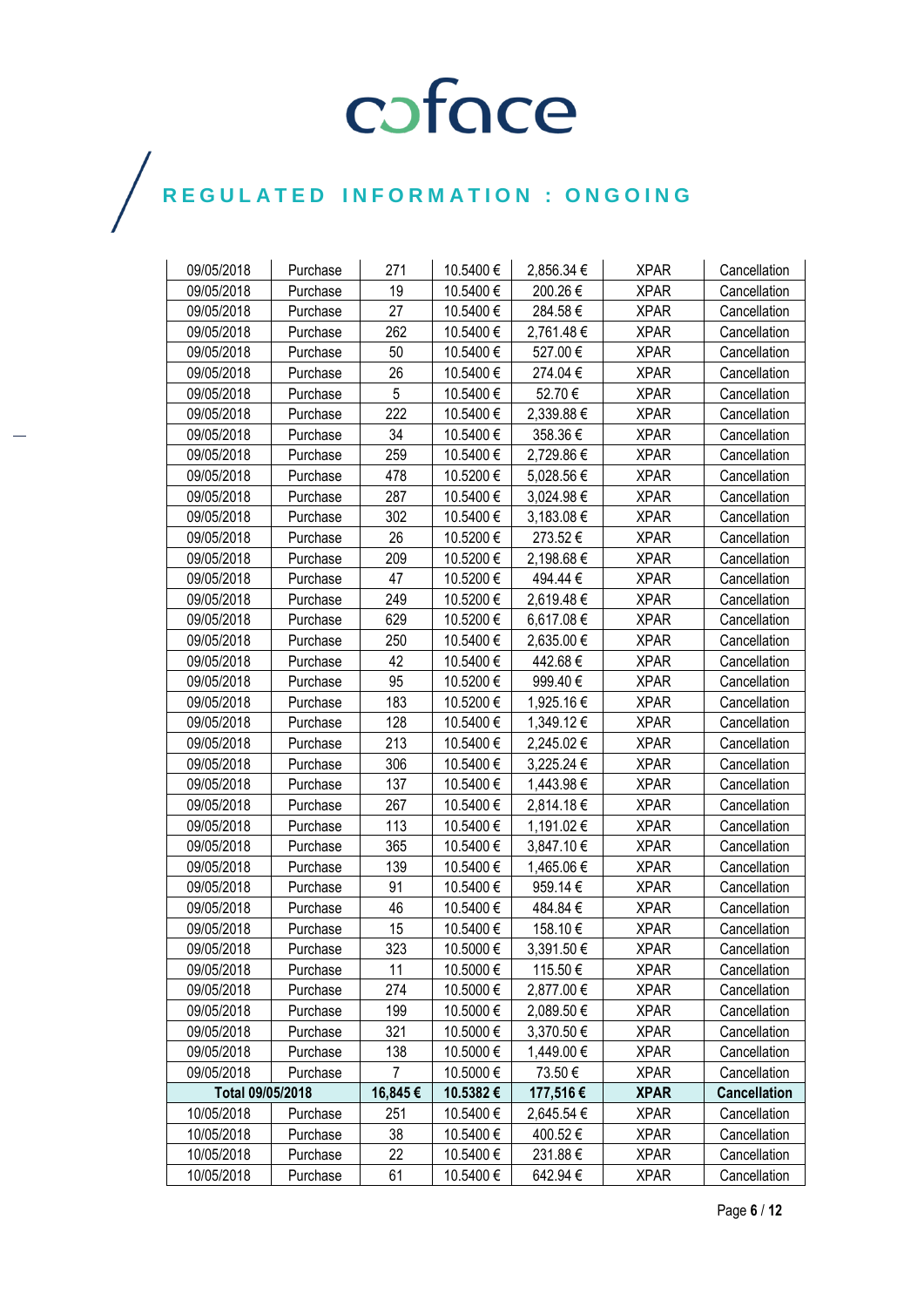| | | | | | | |
|---|---|---|---|---|---|---|
| 09/05/2018 | Purchase | 271 | 10.5400 € | 2,856.34 € | XPAR | Cancellation |
| 09/05/2018 | Purchase | 19 | 10.5400 € | 200.26 € | XPAR | Cancellation |
| 09/05/2018 | Purchase | 27 | 10.5400 € | 284.58 € | XPAR | Cancellation |
| 09/05/2018 | Purchase | 262 | 10.5400 € | 2,761.48 € | XPAR | Cancellation |
| 09/05/2018 | Purchase | 50 | 10.5400 € | 527.00 € | XPAR | Cancellation |
| 09/05/2018 | Purchase | 26 | 10.5400 € | 274.04 € | XPAR | Cancellation |
| 09/05/2018 | Purchase | 5 | 10.5400 € | 52.70 € | XPAR | Cancellation |
| 09/05/2018 | Purchase | 222 | 10.5400 € | 2,339.88 € | XPAR | Cancellation |
| 09/05/2018 | Purchase | 34 | 10.5400 € | 358.36 € | XPAR | Cancellation |
| 09/05/2018 | Purchase | 259 | 10.5400 € | 2,729.86 € | XPAR | Cancellation |
| 09/05/2018 | Purchase | 478 | 10.5200 € | 5,028.56 € | XPAR | Cancellation |
| 09/05/2018 | Purchase | 287 | 10.5400 € | 3,024.98 € | XPAR | Cancellation |
| 09/05/2018 | Purchase | 302 | 10.5400 € | 3,183.08 € | XPAR | Cancellation |
| 09/05/2018 | Purchase | 26 | 10.5200 € | 273.52 € | XPAR | Cancellation |
| 09/05/2018 | Purchase | 209 | 10.5200 € | 2,198.68 € | XPAR | Cancellation |
| 09/05/2018 | Purchase | 47 | 10.5200 € | 494.44 € | XPAR | Cancellation |
| 09/05/2018 | Purchase | 249 | 10.5200 € | 2,619.48 € | XPAR | Cancellation |
| 09/05/2018 | Purchase | 629 | 10.5200 € | 6,617.08 € | XPAR | Cancellation |
| 09/05/2018 | Purchase | 250 | 10.5400 € | 2,635.00 € | XPAR | Cancellation |
| 09/05/2018 | Purchase | 42 | 10.5400 € | 442.68 € | XPAR | Cancellation |
| 09/05/2018 | Purchase | 95 | 10.5200 € | 999.40 € | XPAR | Cancellation |
| 09/05/2018 | Purchase | 183 | 10.5200 € | 1,925.16 € | XPAR | Cancellation |
| 09/05/2018 | Purchase | 128 | 10.5400 € | 1,349.12 € | XPAR | Cancellation |
| 09/05/2018 | Purchase | 213 | 10.5400 € | 2,245.02 € | XPAR | Cancellation |
| 09/05/2018 | Purchase | 306 | 10.5400 € | 3,225.24 € | XPAR | Cancellation |
| 09/05/2018 | Purchase | 137 | 10.5400 € | 1,443.98 € | XPAR | Cancellation |
| 09/05/2018 | Purchase | 267 | 10.5400 € | 2,814.18 € | XPAR | Cancellation |
| 09/05/2018 | Purchase | 113 | 10.5400 € | 1,191.02 € | XPAR | Cancellation |
| 09/05/2018 | Purchase | 365 | 10.5400 € | 3,847.10 € | XPAR | Cancellation |
| 09/05/2018 | Purchase | 139 | 10.5400 € | 1,465.06 € | XPAR | Cancellation |
| 09/05/2018 | Purchase | 91 | 10.5400 € | 959.14 € | XPAR | Cancellation |
| 09/05/2018 | Purchase | 46 | 10.5400 € | 484.84 € | XPAR | Cancellation |
| 09/05/2018 | Purchase | 15 | 10.5400 € | 158.10 € | XPAR | Cancellation |
| 09/05/2018 | Purchase | 323 | 10.5000 € | 3,391.50 € | XPAR | Cancellation |
| 09/05/2018 | Purchase | 11 | 10.5000 € | 115.50 € | XPAR | Cancellation |
| 09/05/2018 | Purchase | 274 | 10.5000 € | 2,877.00 € | XPAR | Cancellation |
| 09/05/2018 | Purchase | 199 | 10.5000 € | 2,089.50 € | XPAR | Cancellation |
| 09/05/2018 | Purchase | 321 | 10.5000 € | 3,370.50 € | XPAR | Cancellation |
| 09/05/2018 | Purchase | 138 | 10.5000 € | 1,449.00 € | XPAR | Cancellation |
| 09/05/2018 | Purchase | 7 | 10.5000 € | 73.50 € | XPAR | Cancellation |
| **Total 09/05/2018** | | **16,845 €** | **10.5382 €** | **177,516 €** | **XPAR** | **Cancellation** |
| 10/05/2018 | Purchase | 251 | 10.5400 € | 2,645.54 € | XPAR | Cancellation |
| 10/05/2018 | Purchase | 38 | 10.5400 € | 400.52 € | XPAR | Cancellation |
| 10/05/2018 | Purchase | 22 | 10.5400 € | 231.88 € | XPAR | Cancellation |
| 10/05/2018 | Purchase | 61 | 10.5400 € | 642.94 € | XPAR | Cancellation |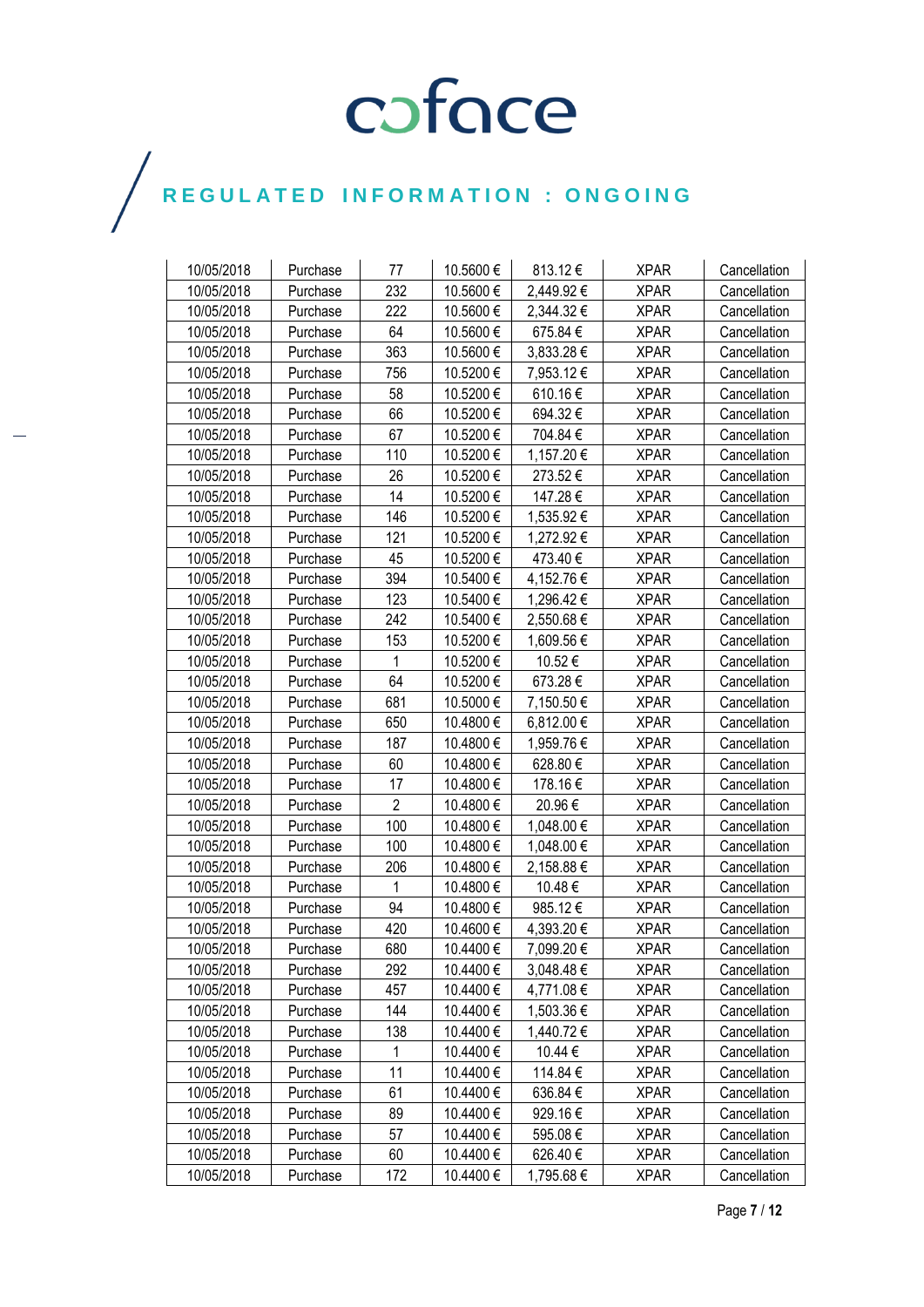# REGULATED INFORMATION : ONGOING

| | | | | | | |
|---|---|---|---|---|---|---|
| 10/05/2018 | Purchase | 77 | 10.5600 € | 813.12 € | XPAR | Cancellation |
| 10/05/2018 | Purchase | 232 | 10.5600 € | 2,449.92 € | XPAR | Cancellation |
| 10/05/2018 | Purchase | 222 | 10.5600 € | 2,344.32 € | XPAR | Cancellation |
| 10/05/2018 | Purchase | 64 | 10.5600 € | 675.84 € | XPAR | Cancellation |
| 10/05/2018 | Purchase | 363 | 10.5600 € | 3,833.28 € | XPAR | Cancellation |
| 10/05/2018 | Purchase | 756 | 10.5200 € | 7,953.12 € | XPAR | Cancellation |
| 10/05/2018 | Purchase | 58 | 10.5200 € | 610.16 € | XPAR | Cancellation |
| 10/05/2018 | Purchase | 66 | 10.5200 € | 694.32 € | XPAR | Cancellation |
| 10/05/2018 | Purchase | 67 | 10.5200 € | 704.84 € | XPAR | Cancellation |
| 10/05/2018 | Purchase | 110 | 10.5200 € | 1,157.20 € | XPAR | Cancellation |
| 10/05/2018 | Purchase | 26 | 10.5200 € | 273.52 € | XPAR | Cancellation |
| 10/05/2018 | Purchase | 14 | 10.5200 € | 147.28 € | XPAR | Cancellation |
| 10/05/2018 | Purchase | 146 | 10.5200 € | 1,535.92 € | XPAR | Cancellation |
| 10/05/2018 | Purchase | 121 | 10.5200 € | 1,272.92 € | XPAR | Cancellation |
| 10/05/2018 | Purchase | 45 | 10.5200 € | 473.40 € | XPAR | Cancellation |
| 10/05/2018 | Purchase | 394 | 10.5400 € | 4,152.76 € | XPAR | Cancellation |
| 10/05/2018 | Purchase | 123 | 10.5400 € | 1,296.42 € | XPAR | Cancellation |
| 10/05/2018 | Purchase | 242 | 10.5400 € | 2,550.68 € | XPAR | Cancellation |
| 10/05/2018 | Purchase | 153 | 10.5200 € | 1,609.56 € | XPAR | Cancellation |
| 10/05/2018 | Purchase | 1 | 10.5200 € | 10.52 € | XPAR | Cancellation |
| 10/05/2018 | Purchase | 64 | 10.5200 € | 673.28 € | XPAR | Cancellation |
| 10/05/2018 | Purchase | 681 | 10.5000 € | 7,150.50 € | XPAR | Cancellation |
| 10/05/2018 | Purchase | 650 | 10.4800 € | 6,812.00 € | XPAR | Cancellation |
| 10/05/2018 | Purchase | 187 | 10.4800 € | 1,959.76 € | XPAR | Cancellation |
| 10/05/2018 | Purchase | 60 | 10.4800 € | 628.80 € | XPAR | Cancellation |
| 10/05/2018 | Purchase | 17 | 10.4800 € | 178.16 € | XPAR | Cancellation |
| 10/05/2018 | Purchase | 2 | 10.4800 € | 20.96 € | XPAR | Cancellation |
| 10/05/2018 | Purchase | 100 | 10.4800 € | 1,048.00 € | XPAR | Cancellation |
| 10/05/2018 | Purchase | 100 | 10.4800 € | 1,048.00 € | XPAR | Cancellation |
| 10/05/2018 | Purchase | 206 | 10.4800 € | 2,158.88 € | XPAR | Cancellation |
| 10/05/2018 | Purchase | 1 | 10.4800 € | 10.48 € | XPAR | Cancellation |
| 10/05/2018 | Purchase | 94 | 10.4800 € | 985.12 € | XPAR | Cancellation |
| 10/05/2018 | Purchase | 420 | 10.4600 € | 4,393.20 € | XPAR | Cancellation |
| 10/05/2018 | Purchase | 680 | 10.4400 € | 7,099.20 € | XPAR | Cancellation |
| 10/05/2018 | Purchase | 292 | 10.4400 € | 3,048.48 € | XPAR | Cancellation |
| 10/05/2018 | Purchase | 457 | 10.4400 € | 4,771.08 € | XPAR | Cancellation |
| 10/05/2018 | Purchase | 144 | 10.4400 € | 1,503.36 € | XPAR | Cancellation |
| 10/05/2018 | Purchase | 138 | 10.4400 € | 1,440.72 € | XPAR | Cancellation |
| 10/05/2018 | Purchase | 1 | 10.4400 € | 10.44 € | XPAR | Cancellation |
| 10/05/2018 | Purchase | 11 | 10.4400 € | 114.84 € | XPAR | Cancellation |
| 10/05/2018 | Purchase | 61 | 10.4400 € | 636.84 € | XPAR | Cancellation |
| 10/05/2018 | Purchase | 89 | 10.4400 € | 929.16 € | XPAR | Cancellation |
| 10/05/2018 | Purchase | 57 | 10.4400 € | 595.08 € | XPAR | Cancellation |
| 10/05/2018 | Purchase | 60 | 10.4400 € | 626.40 € | XPAR | Cancellation |
| 10/05/2018 | Purchase | 172 | 10.4400 € | 1,795.68 € | XPAR | Cancellation |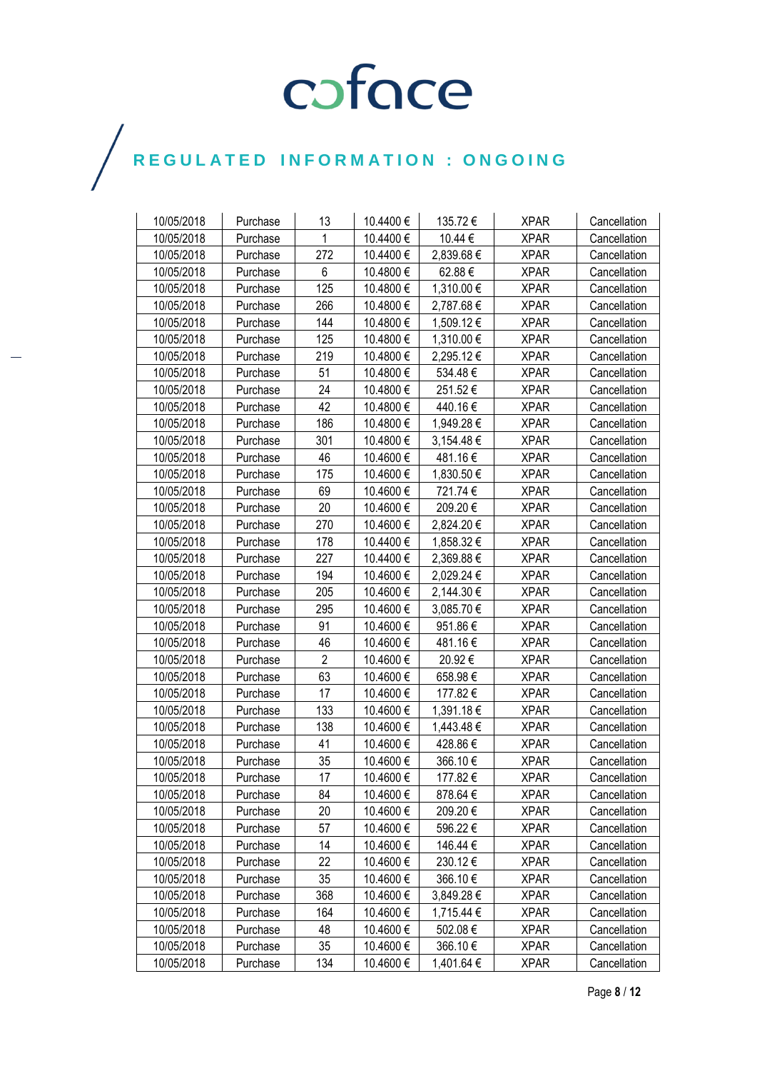| 10/05/2018 | Purchase | 13 | 10.4400 € | 135.72 € | XPAR | Cancellation |
|---|---|---|---|---|---|---|
| 10/05/2018 | Purchase | 1 | 10.4400 € | 10.44 € | XPAR | Cancellation |
| 10/05/2018 | Purchase | 272 | 10.4400 € | 2,839.68 € | XPAR | Cancellation |
| 10/05/2018 | Purchase | 6 | 10.4800 € | 62.88 € | XPAR | Cancellation |
| 10/05/2018 | Purchase | 125 | 10.4800 € | 1,310.00 € | XPAR | Cancellation |
| 10/05/2018 | Purchase | 266 | 10.4800 € | 2,787.68 € | XPAR | Cancellation |
| 10/05/2018 | Purchase | 144 | 10.4800 € | 1,509.12 € | XPAR | Cancellation |
| 10/05/2018 | Purchase | 125 | 10.4800 € | 1,310.00 € | XPAR | Cancellation |
| 10/05/2018 | Purchase | 219 | 10.4800 € | 2,295.12 € | XPAR | Cancellation |
| 10/05/2018 | Purchase | 51 | 10.4800 € | 534.48 € | XPAR | Cancellation |
| 10/05/2018 | Purchase | 24 | 10.4800 € | 251.52 € | XPAR | Cancellation |
| 10/05/2018 | Purchase | 42 | 10.4800 € | 440.16 € | XPAR | Cancellation |
| 10/05/2018 | Purchase | 186 | 10.4800 € | 1,949.28 € | XPAR | Cancellation |
| 10/05/2018 | Purchase | 301 | 10.4800 € | 3,154.48 € | XPAR | Cancellation |
| 10/05/2018 | Purchase | 46 | 10.4600 € | 481.16 € | XPAR | Cancellation |
| 10/05/2018 | Purchase | 175 | 10.4600 € | 1,830.50 € | XPAR | Cancellation |
| 10/05/2018 | Purchase | 69 | 10.4600 € | 721.74 € | XPAR | Cancellation |
| 10/05/2018 | Purchase | 20 | 10.4600 € | 209.20 € | XPAR | Cancellation |
| 10/05/2018 | Purchase | 270 | 10.4600 € | 2,824.20 € | XPAR | Cancellation |
| 10/05/2018 | Purchase | 178 | 10.4400 € | 1,858.32 € | XPAR | Cancellation |
| 10/05/2018 | Purchase | 227 | 10.4400 € | 2,369.88 € | XPAR | Cancellation |
| 10/05/2018 | Purchase | 194 | 10.4600 € | 2,029.24 € | XPAR | Cancellation |
| 10/05/2018 | Purchase | 205 | 10.4600 € | 2,144.30 € | XPAR | Cancellation |
| 10/05/2018 | Purchase | 295 | 10.4600 € | 3,085.70 € | XPAR | Cancellation |
| 10/05/2018 | Purchase | 91 | 10.4600 € | 951.86 € | XPAR | Cancellation |
| 10/05/2018 | Purchase | 46 | 10.4600 € | 481.16 € | XPAR | Cancellation |
| 10/05/2018 | Purchase | 2 | 10.4600 € | 20.92 € | XPAR | Cancellation |
| 10/05/2018 | Purchase | 63 | 10.4600 € | 658.98 € | XPAR | Cancellation |
| 10/05/2018 | Purchase | 17 | 10.4600 € | 177.82 € | XPAR | Cancellation |
| 10/05/2018 | Purchase | 133 | 10.4600 € | 1,391.18 € | XPAR | Cancellation |
| 10/05/2018 | Purchase | 138 | 10.4600 € | 1,443.48 € | XPAR | Cancellation |
| 10/05/2018 | Purchase | 41 | 10.4600 € | 428.86 € | XPAR | Cancellation |
| 10/05/2018 | Purchase | 35 | 10.4600 € | 366.10 € | XPAR | Cancellation |
| 10/05/2018 | Purchase | 17 | 10.4600 € | 177.82 € | XPAR | Cancellation |
| 10/05/2018 | Purchase | 84 | 10.4600 € | 878.64 € | XPAR | Cancellation |
| 10/05/2018 | Purchase | 20 | 10.4600 € | 209.20 € | XPAR | Cancellation |
| 10/05/2018 | Purchase | 57 | 10.4600 € | 596.22 € | XPAR | Cancellation |
| 10/05/2018 | Purchase | 14 | 10.4600 € | 146.44 € | XPAR | Cancellation |
| 10/05/2018 | Purchase | 22 | 10.4600 € | 230.12 € | XPAR | Cancellation |
| 10/05/2018 | Purchase | 35 | 10.4600 € | 366.10 € | XPAR | Cancellation |
| 10/05/2018 | Purchase | 368 | 10.4600 € | 3,849.28 € | XPAR | Cancellation |
| 10/05/2018 | Purchase | 164 | 10.4600 € | 1,715.44 € | XPAR | Cancellation |
| 10/05/2018 | Purchase | 48 | 10.4600 € | 502.08 € | XPAR | Cancellation |
| 10/05/2018 | Purchase | 35 | 10.4600 € | 366.10 € | XPAR | Cancellation |
| 10/05/2018 | Purchase | 134 | 10.4600 € | 1,401.64 € | XPAR | Cancellation |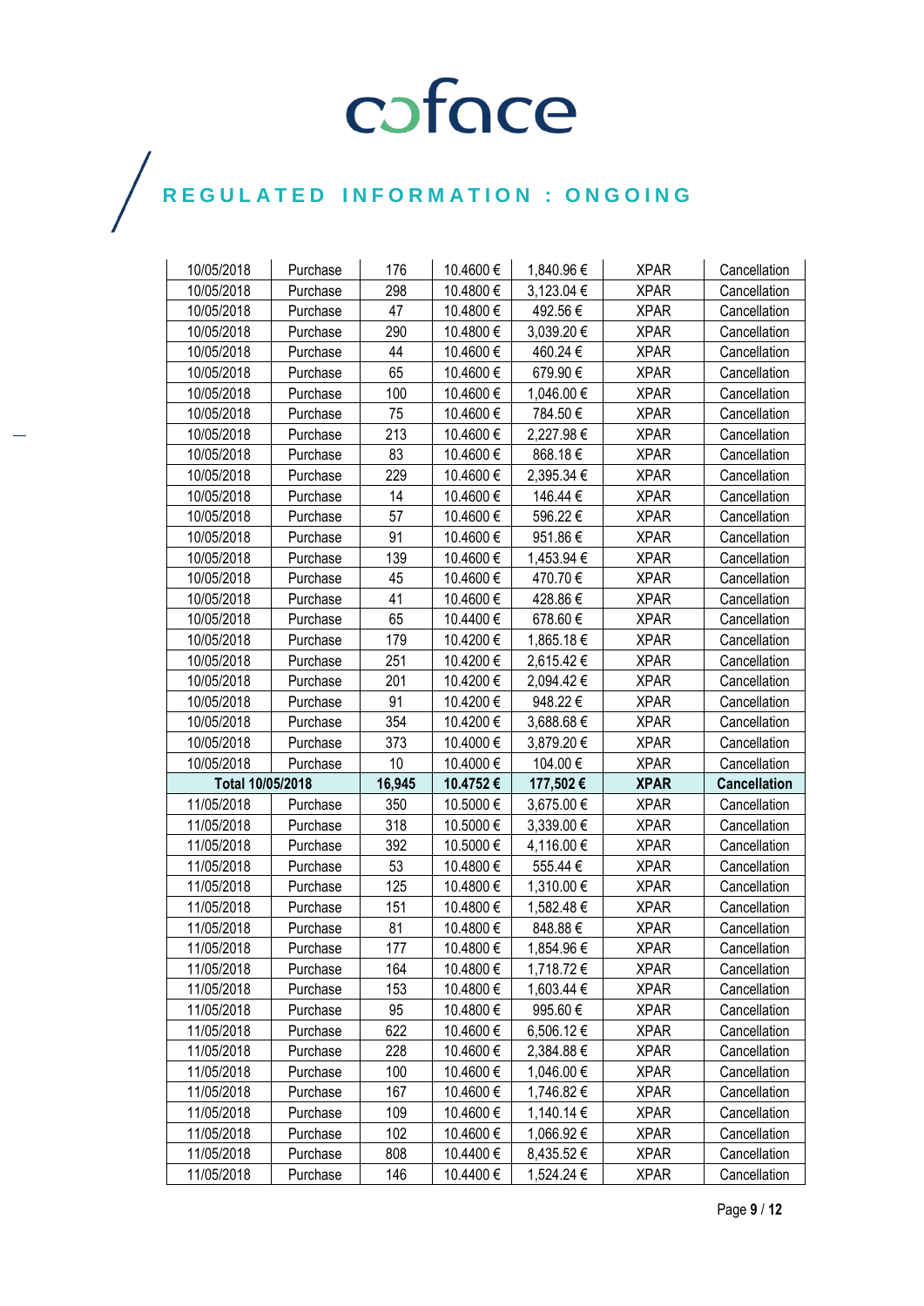REGULATED INFORMATION : ONGOING

| 10/05/2018 | Purchase | 176 | 10.4600 € | 1,840.96 € | XPAR | Cancellation |
|---|---|---|---|---|---|---|
| 10/05/2018 | Purchase | 298 | 10.4800 € | 3,123.04 € | XPAR | Cancellation |
| 10/05/2018 | Purchase | 47 | 10.4800 € | 492.56 € | XPAR | Cancellation |
| 10/05/2018 | Purchase | 290 | 10.4800 € | 3,039.20 € | XPAR | Cancellation |
| 10/05/2018 | Purchase | 44 | 10.4600 € | 460.24 € | XPAR | Cancellation |
| 10/05/2018 | Purchase | 65 | 10.4600 € | 679.90 € | XPAR | Cancellation |
| 10/05/2018 | Purchase | 100 | 10.4600 € | 1,046.00 € | XPAR | Cancellation |
| 10/05/2018 | Purchase | 75 | 10.4600 € | 784.50 € | XPAR | Cancellation |
| 10/05/2018 | Purchase | 213 | 10.4600 € | 2,227.98 € | XPAR | Cancellation |
| 10/05/2018 | Purchase | 83 | 10.4600 € | 868.18 € | XPAR | Cancellation |
| 10/05/2018 | Purchase | 229 | 10.4600 € | 2,395.34 € | XPAR | Cancellation |
| 10/05/2018 | Purchase | 14 | 10.4600 € | 146.44 € | XPAR | Cancellation |
| 10/05/2018 | Purchase | 57 | 10.4600 € | 596.22 € | XPAR | Cancellation |
| 10/05/2018 | Purchase | 91 | 10.4600 € | 951.86 € | XPAR | Cancellation |
| 10/05/2018 | Purchase | 139 | 10.4600 € | 1,453.94 € | XPAR | Cancellation |
| 10/05/2018 | Purchase | 45 | 10.4600 € | 470.70 € | XPAR | Cancellation |
| 10/05/2018 | Purchase | 41 | 10.4600 € | 428.86 € | XPAR | Cancellation |
| 10/05/2018 | Purchase | 65 | 10.4400 € | 678.60 € | XPAR | Cancellation |
| 10/05/2018 | Purchase | 179 | 10.4200 € | 1,865.18 € | XPAR | Cancellation |
| 10/05/2018 | Purchase | 251 | 10.4200 € | 2,615.42 € | XPAR | Cancellation |
| 10/05/2018 | Purchase | 201 | 10.4200 € | 2,094.42 € | XPAR | Cancellation |
| 10/05/2018 | Purchase | 91 | 10.4200 € | 948.22 € | XPAR | Cancellation |
| 10/05/2018 | Purchase | 354 | 10.4200 € | 3,688.68 € | XPAR | Cancellation |
| 10/05/2018 | Purchase | 373 | 10.4000 € | 3,879.20 € | XPAR | Cancellation |
| 10/05/2018 | Purchase | 10 | 10.4000 € | 104.00 € | XPAR | Cancellation |
| **Total 10/05/2018** | | **16,945** | **10.4752 €** | **177,502 €** | **XPAR** | **Cancellation** |
| 11/05/2018 | Purchase | 350 | 10.5000 € | 3,675.00 € | XPAR | Cancellation |
| 11/05/2018 | Purchase | 318 | 10.5000 € | 3,339.00 € | XPAR | Cancellation |
| 11/05/2018 | Purchase | 392 | 10.5000 € | 4,116.00 € | XPAR | Cancellation |
| 11/05/2018 | Purchase | 53 | 10.4800 € | 555.44 € | XPAR | Cancellation |
| 11/05/2018 | Purchase | 125 | 10.4800 € | 1,310.00 € | XPAR | Cancellation |
| 11/05/2018 | Purchase | 151 | 10.4800 € | 1,582.48 € | XPAR | Cancellation |
| 11/05/2018 | Purchase | 81 | 10.4800 € | 848.88 € | XPAR | Cancellation |
| 11/05/2018 | Purchase | 177 | 10.4800 € | 1,854.96 € | XPAR | Cancellation |
| 11/05/2018 | Purchase | 164 | 10.4800 € | 1,718.72 € | XPAR | Cancellation |
| 11/05/2018 | Purchase | 153 | 10.4800 € | 1,603.44 € | XPAR | Cancellation |
| 11/05/2018 | Purchase | 95 | 10.4800 € | 995.60 € | XPAR | Cancellation |
| 11/05/2018 | Purchase | 622 | 10.4600 € | 6,506.12 € | XPAR | Cancellation |
| 11/05/2018 | Purchase | 228 | 10.4600 € | 2,384.88 € | XPAR | Cancellation |
| 11/05/2018 | Purchase | 100 | 10.4600 € | 1,046.00 € | XPAR | Cancellation |
| 11/05/2018 | Purchase | 167 | 10.4600 € | 1,746.82 € | XPAR | Cancellation |
| 11/05/2018 | Purchase | 109 | 10.4600 € | 1,140.14 € | XPAR | Cancellation |
| 11/05/2018 | Purchase | 102 | 10.4600 € | 1,066.92 € | XPAR | Cancellation |
| 11/05/2018 | Purchase | 808 | 10.4400 € | 8,435.52 € | XPAR | Cancellation |
| 11/05/2018 | Purchase | 146 | 10.4400 € | 1,524.24 € | XPAR | Cancellation |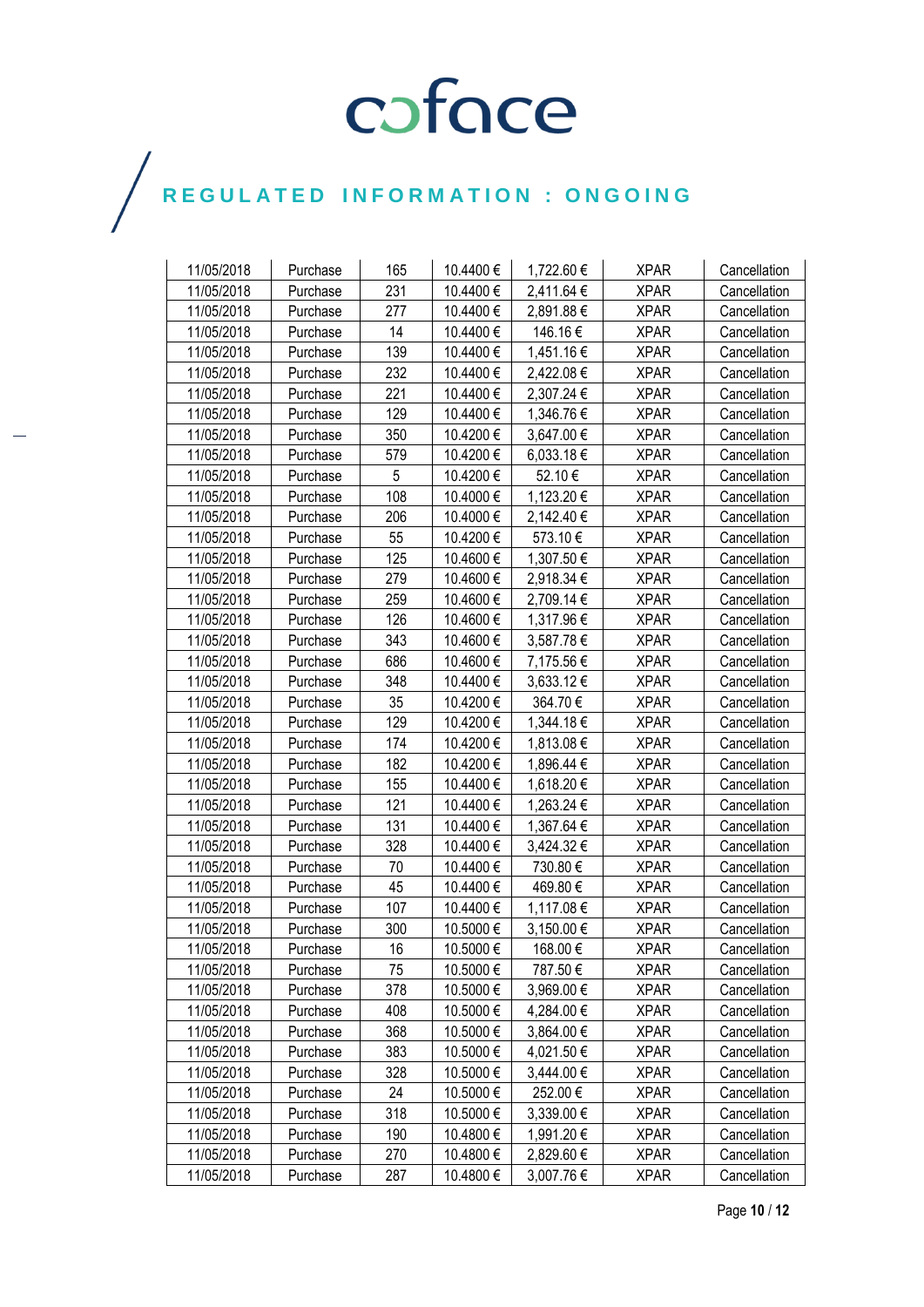| 11/05/2018 | Purchase | 165 | 10.4400 € | 1,722.60 € | XPAR | Cancellation |
|---|---|---|---|---|---|---|
| 11/05/2018 | Purchase | 231 | 10.4400 € | 2,411.64 € | XPAR | Cancellation |
| 11/05/2018 | Purchase | 277 | 10.4400 € | 2,891.88 € | XPAR | Cancellation |
| 11/05/2018 | Purchase | 14 | 10.4400 € | 146.16 € | XPAR | Cancellation |
| 11/05/2018 | Purchase | 139 | 10.4400 € | 1,451.16 € | XPAR | Cancellation |
| 11/05/2018 | Purchase | 232 | 10.4400 € | 2,422.08 € | XPAR | Cancellation |
| 11/05/2018 | Purchase | 221 | 10.4400 € | 2,307.24 € | XPAR | Cancellation |
| 11/05/2018 | Purchase | 129 | 10.4400 € | 1,346.76 € | XPAR | Cancellation |
| 11/05/2018 | Purchase | 350 | 10.4200 € | 3,647.00 € | XPAR | Cancellation |
| 11/05/2018 | Purchase | 579 | 10.4200 € | 6,033.18 € | XPAR | Cancellation |
| 11/05/2018 | Purchase | 5 | 10.4200 € | 52.10 € | XPAR | Cancellation |
| 11/05/2018 | Purchase | 108 | 10.4000 € | 1,123.20 € | XPAR | Cancellation |
| 11/05/2018 | Purchase | 206 | 10.4000 € | 2,142.40 € | XPAR | Cancellation |
| 11/05/2018 | Purchase | 55 | 10.4200 € | 573.10 € | XPAR | Cancellation |
| 11/05/2018 | Purchase | 125 | 10.4600 € | 1,307.50 € | XPAR | Cancellation |
| 11/05/2018 | Purchase | 279 | 10.4600 € | 2,918.34 € | XPAR | Cancellation |
| 11/05/2018 | Purchase | 259 | 10.4600 € | 2,709.14 € | XPAR | Cancellation |
| 11/05/2018 | Purchase | 126 | 10.4600 € | 1,317.96 € | XPAR | Cancellation |
| 11/05/2018 | Purchase | 343 | 10.4600 € | 3,587.78 € | XPAR | Cancellation |
| 11/05/2018 | Purchase | 686 | 10.4600 € | 7,175.56 € | XPAR | Cancellation |
| 11/05/2018 | Purchase | 348 | 10.4400 € | 3,633.12 € | XPAR | Cancellation |
| 11/05/2018 | Purchase | 35 | 10.4200 € | 364.70 € | XPAR | Cancellation |
| 11/05/2018 | Purchase | 129 | 10.4200 € | 1,344.18 € | XPAR | Cancellation |
| 11/05/2018 | Purchase | 174 | 10.4200 € | 1,813.08 € | XPAR | Cancellation |
| 11/05/2018 | Purchase | 182 | 10.4200 € | 1,896.44 € | XPAR | Cancellation |
| 11/05/2018 | Purchase | 155 | 10.4400 € | 1,618.20 € | XPAR | Cancellation |
| 11/05/2018 | Purchase | 121 | 10.4400 € | 1,263.24 € | XPAR | Cancellation |
| 11/05/2018 | Purchase | 131 | 10.4400 € | 1,367.64 € | XPAR | Cancellation |
| 11/05/2018 | Purchase | 328 | 10.4400 € | 3,424.32 € | XPAR | Cancellation |
| 11/05/2018 | Purchase | 70 | 10.4400 € | 730.80 € | XPAR | Cancellation |
| 11/05/2018 | Purchase | 45 | 10.4400 € | 469.80 € | XPAR | Cancellation |
| 11/05/2018 | Purchase | 107 | 10.4400 € | 1,117.08 € | XPAR | Cancellation |
| 11/05/2018 | Purchase | 300 | 10.5000 € | 3,150.00 € | XPAR | Cancellation |
| 11/05/2018 | Purchase | 16 | 10.5000 € | 168.00 € | XPAR | Cancellation |
| 11/05/2018 | Purchase | 75 | 10.5000 € | 787.50 € | XPAR | Cancellation |
| 11/05/2018 | Purchase | 378 | 10.5000 € | 3,969.00 € | XPAR | Cancellation |
| 11/05/2018 | Purchase | 408 | 10.5000 € | 4,284.00 € | XPAR | Cancellation |
| 11/05/2018 | Purchase | 368 | 10.5000 € | 3,864.00 € | XPAR | Cancellation |
| 11/05/2018 | Purchase | 383 | 10.5000 € | 4,021.50 € | XPAR | Cancellation |
| 11/05/2018 | Purchase | 328 | 10.5000 € | 3,444.00 € | XPAR | Cancellation |
| 11/05/2018 | Purchase | 24 | 10.5000 € | 252.00 € | XPAR | Cancellation |
| 11/05/2018 | Purchase | 318 | 10.5000 € | 3,339.00 € | XPAR | Cancellation |
| 11/05/2018 | Purchase | 190 | 10.4800 € | 1,991.20 € | XPAR | Cancellation |
| 11/05/2018 | Purchase | 270 | 10.4800 € | 2,829.60 € | XPAR | Cancellation |
| 11/05/2018 | Purchase | 287 | 10.4800 € | 3,007.76 € | XPAR | Cancellation |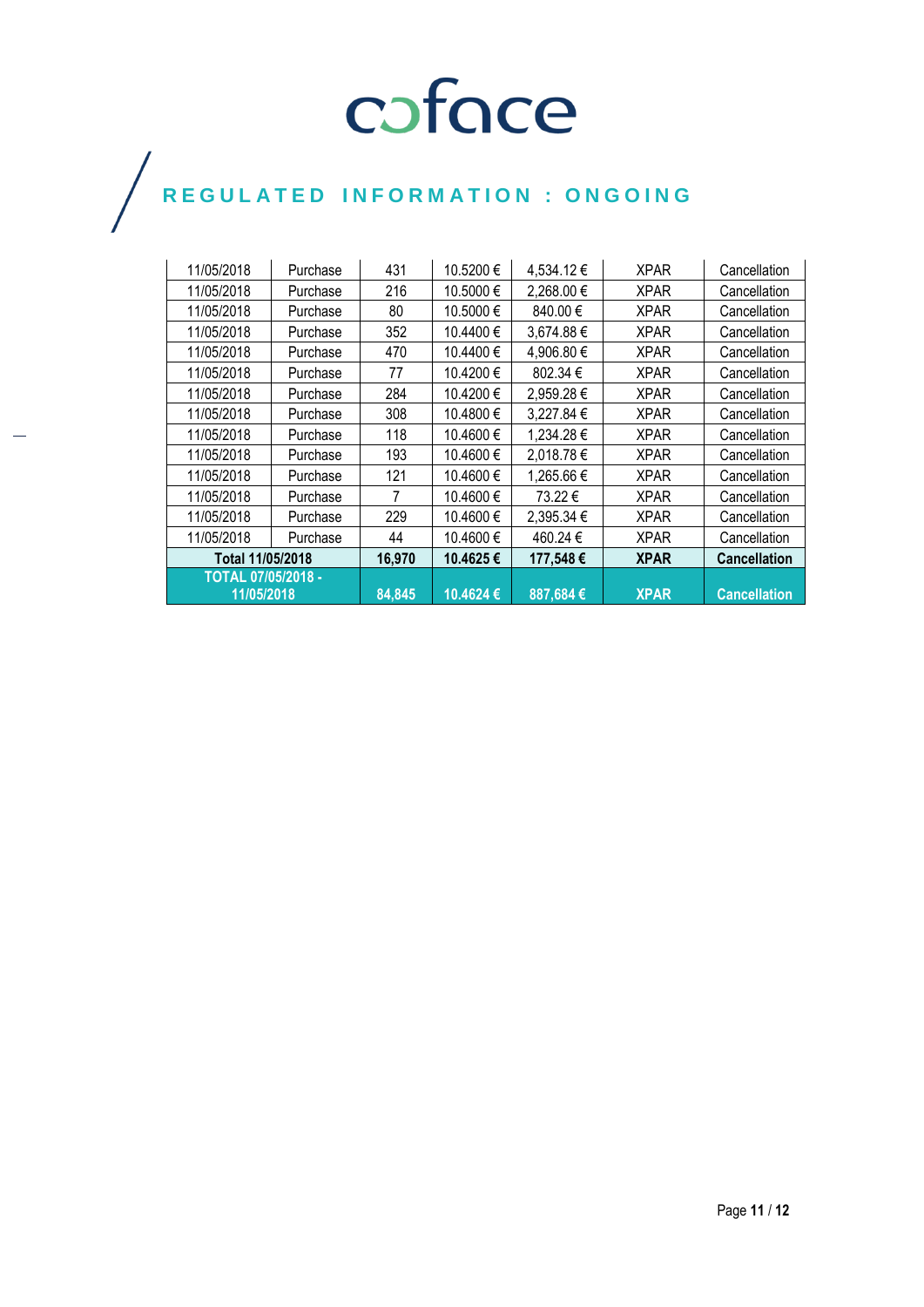## REGULATED INFORMATION : ONGOING

| | | | | | | |
|---|---|---|---|---|---|---|
| 11/05/2018 | Purchase | 431 | 10.5200 € | 4,534.12 € | XPAR | Cancellation |
| 11/05/2018 | Purchase | 216 | 10.5000 € | 2,268.00 € | XPAR | Cancellation |
| 11/05/2018 | Purchase | 80 | 10.5000 € | 840.00 € | XPAR | Cancellation |
| 11/05/2018 | Purchase | 352 | 10.4400 € | 3,674.88 € | XPAR | Cancellation |
| 11/05/2018 | Purchase | 470 | 10.4400 € | 4,906.80 € | XPAR | Cancellation |
| 11/05/2018 | Purchase | 77 | 10.4200 € | 802.34 € | XPAR | Cancellation |
| 11/05/2018 | Purchase | 284 | 10.4200 € | 2,959.28 € | XPAR | Cancellation |
| 11/05/2018 | Purchase | 308 | 10.4800 € | 3,227.84 € | XPAR | Cancellation |
| 11/05/2018 | Purchase | 118 | 10.4600 € | 1,234.28 € | XPAR | Cancellation |
| 11/05/2018 | Purchase | 193 | 10.4600 € | 2,018.78 € | XPAR | Cancellation |
| 11/05/2018 | Purchase | 121 | 10.4600 € | 1,265.66 € | XPAR | Cancellation |
| 11/05/2018 | Purchase | 7 | 10.4600 € | 73.22 € | XPAR | Cancellation |
| 11/05/2018 | Purchase | 229 | 10.4600 € | 2,395.34 € | XPAR | Cancellation |
| 11/05/2018 | Purchase | 44 | 10.4600 € | 460.24 € | XPAR | Cancellation |
| **Total 11/05/2018** | | **16,970** | **10.4625 €** | **177,548 €** | **XPAR** | **Cancellation** |
| **TOTAL 07/05/2018 - 11/05/2018** | | **84,845** | **10.4624 €** | **887,684 €** | **XPAR** | **Cancellation** |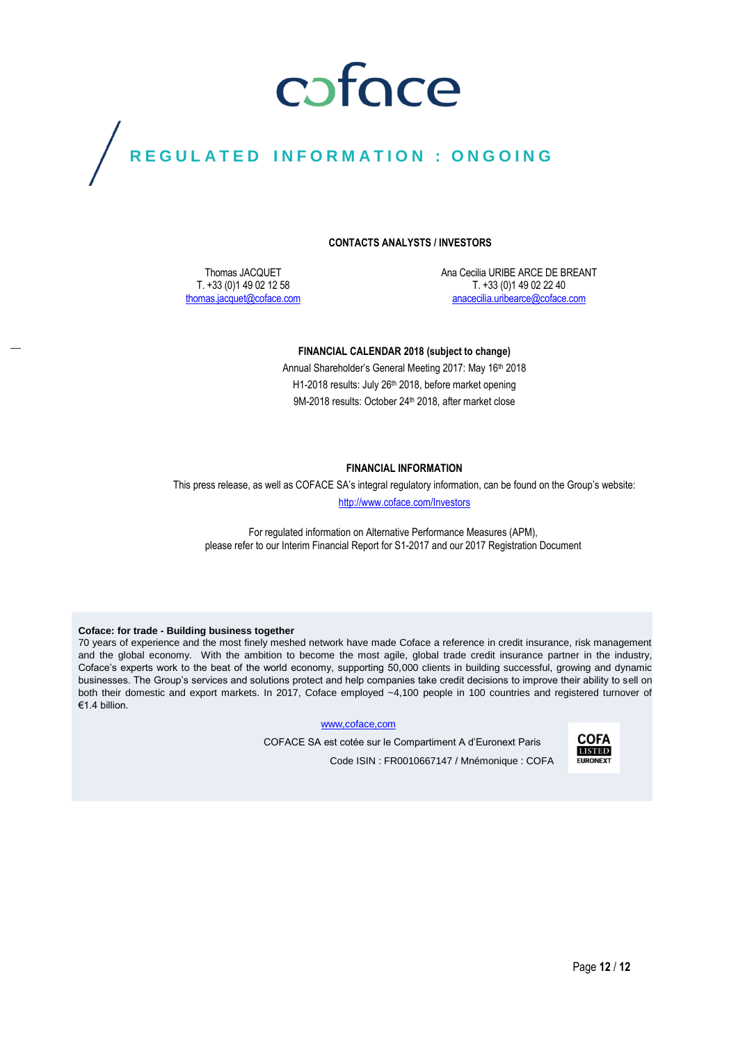# coface

## REGULATED INFORMATION : ONGOING

**CONTACTS ANALYSTS / INVESTORS**

Thomas JACQUET
T. +33 (0)1 49 02 12 58
thomas.jacquet@coface.com

Ana Cecilia URIBE ARCE DE BREANT
T. +33 (0)1 49 02 22 40
anacecilia.uribearce@coface.com

**FINANCIAL CALENDAR 2018 (subject to change)**

Annual Shareholder's General Meeting 2017: May 16th 2018
H1-2018 results: July 26th 2018, before market opening
9M-2018 results: October 24th 2018, after market close

**FINANCIAL INFORMATION**

This press release, as well as COFACE SA's integral regulatory information, can be found on the Group's website:
http://www.coface.com/Investors

For regulated information on Alternative Performance Measures (APM),
please refer to our Interim Financial Report for S1-2017 and our 2017 Registration Document

**Coface: for trade - Building business together**
70 years of experience and the most finely meshed network have made Coface a reference in credit insurance, risk management and the global economy. With the ambition to become the most agile, global trade credit insurance partner in the industry, Coface's experts work to the beat of the world economy, supporting 50,000 clients in building successful, growing and dynamic businesses. The Group's services and solutions protect and help companies take credit decisions to improve their ability to sell on both their domestic and export markets. In 2017, Coface employed ~4,100 people in 100 countries and registered turnover of €1.4 billion.

www,coface,com

COFACE SA est cotée sur le Compartiment A d'Euronext Paris

Code ISIN : FR0010667147 / Mnémonique : COFA

COFA LISTED EURONEXT